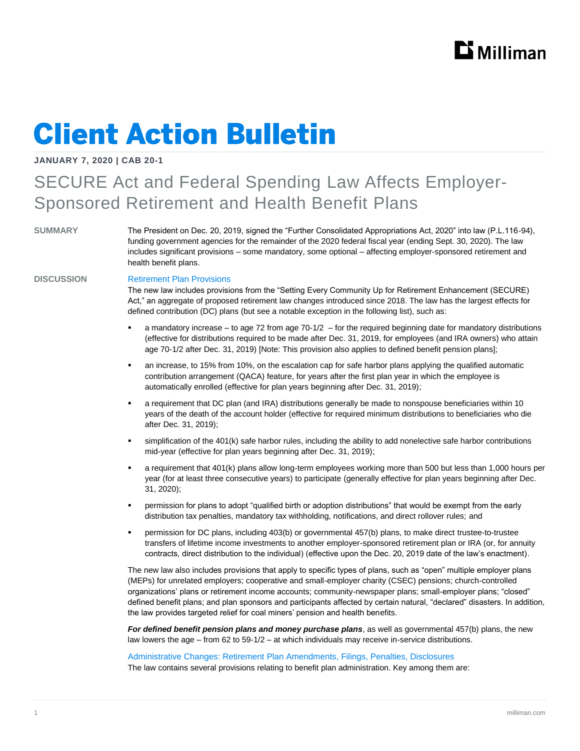# Client Action Bulletin

**JANUARY 7, 2020 | CAB 20-1**

## SECURE Act and Federal Spending Law Affects Employer-Sponsored Retirement and Health Benefit Plans

**SUMMARY**

The President on Dec. 20, 2019, signed the "Further Consolidated Appropriations Act, 2020" into law (P.L.116-94), funding government agencies for the remainder of the 2020 federal fiscal year (ending Sept. 30, 2020). The law includes significant provisions – some mandatory, some optional – affecting employer-sponsored retirement and health benefit plans.

**DISCUSSION**

### Retirement Plan Provisions

The new law includes provisions from the "Setting Every Community Up for Retirement Enhancement (SECURE) Act," an aggregate of proposed retirement law changes introduced since 2018. The law has the largest effects for defined contribution (DC) plans (but see a notable exception in the following list), such as:

- a mandatory increase – to age 72 from age 70-1/2 – for the required beginning date for mandatory distributions (effective for distributions required to be made after Dec. 31, 2019, for employees (and IRA owners) who attain age 70-1/2 after Dec. 31, 2019) [Note: This provision also applies to defined benefit pension plans];
- an increase, to 15% from 10%, on the escalation cap for safe harbor plans applying the qualified automatic contribution arrangement (QACA) feature, for years after the first plan year in which the employee is automatically enrolled (effective for plan years beginning after Dec. 31, 2019);
- a requirement that DC plan (and IRA) distributions generally be made to nonspouse beneficiaries within 10 years of the death of the account holder (effective for required minimum distributions to beneficiaries who die after Dec. 31, 2019);
- simplification of the 401(k) safe harbor rules, including the ability to add nonelective safe harbor contributions mid-year (effective for plan years beginning after Dec. 31, 2019);
- a requirement that 401(k) plans allow long-term employees working more than 500 but less than 1,000 hours per year (for at least three consecutive years) to participate (generally effective for plan years beginning after Dec. 31, 2020);
- permission for plans to adopt "qualified birth or adoption distributions" that would be exempt from the early distribution tax penalties, mandatory tax withholding, notifications, and direct rollover rules; and
- permission for DC plans, including 403(b) or governmental 457(b) plans, to make direct trustee-to-trustee transfers of lifetime income investments to another employer-sponsored retirement plan or IRA (or, for annuity contracts, direct distribution to the individual) (effective upon the Dec. 20, 2019 date of the law's enactment).

The new law also includes provisions that apply to specific types of plans, such as "open" multiple employer plans (MEPs) for unrelated employers; cooperative and small-employer charity (CSEC) pensions; church-controlled organizations' plans or retirement income accounts; community-newspaper plans; small-employer plans; "closed" defined benefit plans; and plan sponsors and participants affected by certain natural, "declared" disasters. In addition, the law provides targeted relief for coal miners' pension and health benefits.

***For defined benefit pension plans and money purchase plans***, as well as governmental 457(b) plans, the new law lowers the age – from 62 to 59-1/2 – at which individuals may receive in-service distributions.

### Administrative Changes: Retirement Plan Amendments, Filings, Penalties, Disclosures

The law contains several provisions relating to benefit plan administration. Key among them are: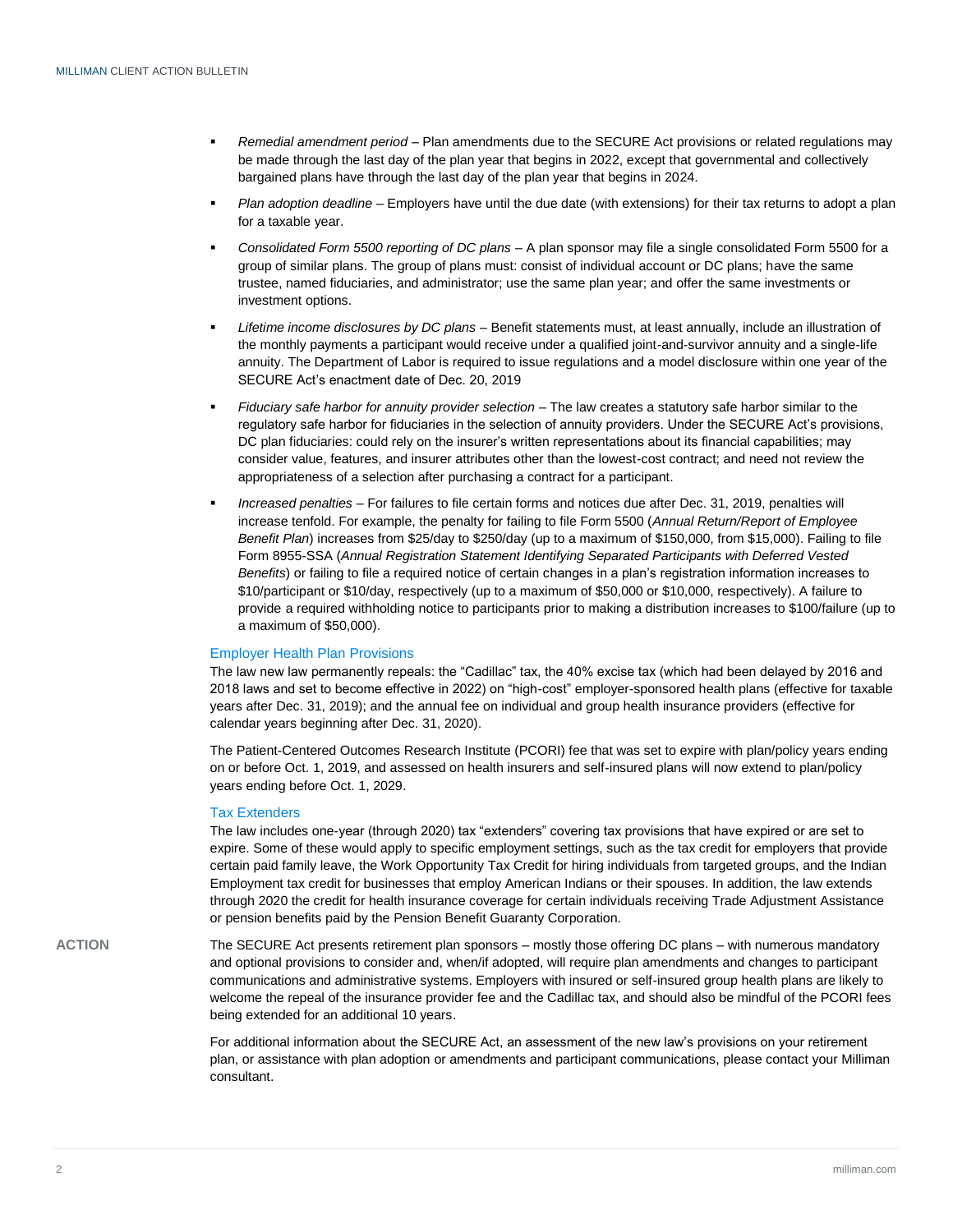- *Remedial amendment period* – Plan amendments due to the SECURE Act provisions or related regulations may be made through the last day of the plan year that begins in 2022, except that governmental and collectively bargained plans have through the last day of the plan year that begins in 2024.
- *Plan adoption deadline* – Employers have until the due date (with extensions) for their tax returns to adopt a plan for a taxable year.
- *Consolidated Form 5500 reporting of DC plans* – A plan sponsor may file a single consolidated Form 5500 for a group of similar plans. The group of plans must: consist of individual account or DC plans; have the same trustee, named fiduciaries, and administrator; use the same plan year; and offer the same investments or investment options.
- *Lifetime income disclosures by DC plans* – Benefit statements must, at least annually, include an illustration of the monthly payments a participant would receive under a qualified joint-and-survivor annuity and a single-life annuity. The Department of Labor is required to issue regulations and a model disclosure within one year of the SECURE Act's enactment date of Dec. 20, 2019
- *Fiduciary safe harbor for annuity provider selection* – The law creates a statutory safe harbor similar to the regulatory safe harbor for fiduciaries in the selection of annuity providers. Under the SECURE Act's provisions, DC plan fiduciaries: could rely on the insurer's written representations about its financial capabilities; may consider value, features, and insurer attributes other than the lowest-cost contract; and need not review the appropriateness of a selection after purchasing a contract for a participant.
- *Increased penalties* – For failures to file certain forms and notices due after Dec. 31, 2019, penalties will increase tenfold. For example, the penalty for failing to file Form 5500 (*Annual Return/Report of Employee Benefit Plan*) increases from $25/day to $250/day (up to a maximum of $150,000, from $15,000). Failing to file Form 8955-SSA (*Annual Registration Statement Identifying Separated Participants with Deferred Vested Benefits*) or failing to file a required notice of certain changes in a plan's registration information increases to $10/participant or $10/day, respectively (up to a maximum of $50,000 or $10,000, respectively). A failure to provide a required withholding notice to participants prior to making a distribution increases to $100/failure (up to a maximum of $50,000).

### Employer Health Plan Provisions

The law new law permanently repeals: the "Cadillac" tax, the 40% excise tax (which had been delayed by 2016 and 2018 laws and set to become effective in 2022) on "high-cost" employer-sponsored health plans (effective for taxable years after Dec. 31, 2019); and the annual fee on individual and group health insurance providers (effective for calendar years beginning after Dec. 31, 2020).

The Patient-Centered Outcomes Research Institute (PCORI) fee that was set to expire with plan/policy years ending on or before Oct. 1, 2019, and assessed on health insurers and self-insured plans will now extend to plan/policy years ending before Oct. 1, 2029.

### Tax Extenders

The law includes one-year (through 2020) tax "extenders" covering tax provisions that have expired or are set to expire. Some of these would apply to specific employment settings, such as the tax credit for employers that provide certain paid family leave, the Work Opportunity Tax Credit for hiring individuals from targeted groups, and the Indian Employment tax credit for businesses that employ American Indians or their spouses. In addition, the law extends through 2020 the credit for health insurance coverage for certain individuals receiving Trade Adjustment Assistance or pension benefits paid by the Pension Benefit Guaranty Corporation.

## ACTION

The SECURE Act presents retirement plan sponsors – mostly those offering DC plans – with numerous mandatory and optional provisions to consider and, when/if adopted, will require plan amendments and changes to participant communications and administrative systems. Employers with insured or self-insured group health plans are likely to welcome the repeal of the insurance provider fee and the Cadillac tax, and should also be mindful of the PCORI fees being extended for an additional 10 years.

For additional information about the SECURE Act, an assessment of the new law's provisions on your retirement plan, or assistance with plan adoption or amendments and participant communications, please contact your Milliman consultant.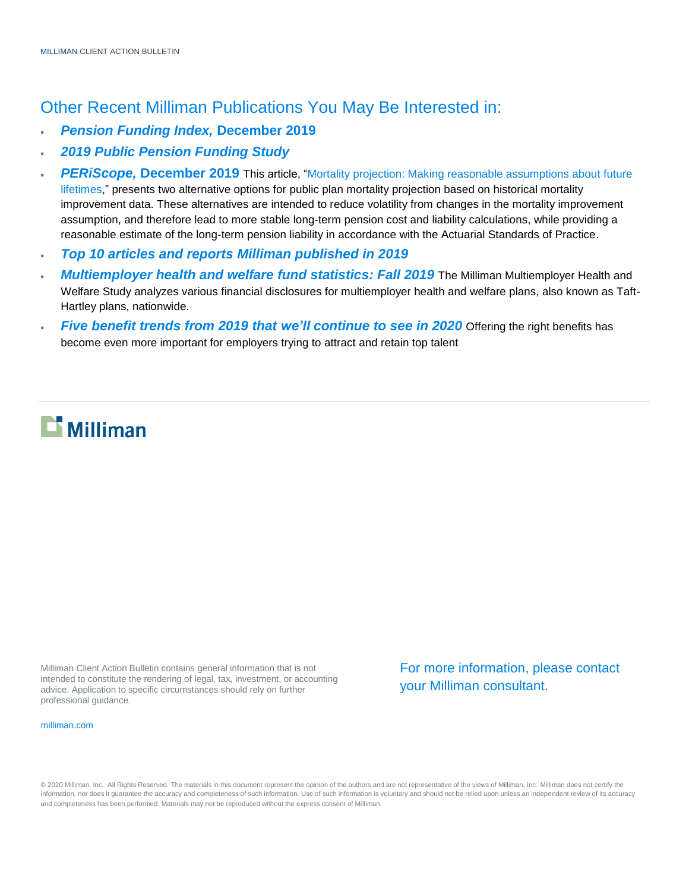## Other Recent Milliman Publications You May Be Interested in:

- ***Pension Funding Index,* December 2019**
- ***2019 Public Pension Funding Study***
- ***PERiScope,* December 2019** This article, "Mortality projection: Making reasonable assumptions about future lifetimes," presents two alternative options for public plan mortality projection based on historical mortality improvement data. These alternatives are intended to reduce volatility from changes in the mortality improvement assumption, and therefore lead to more stable long-term pension cost and liability calculations, while providing a reasonable estimate of the long-term pension liability in accordance with the Actuarial Standards of Practice.
- ***Top 10 articles and reports Milliman published in 2019***
- ***Multiemployer health and welfare fund statistics: Fall 2019*** The Milliman Multiemployer Health and Welfare Study analyzes various financial disclosures for multiemployer health and welfare plans, also known as Taft-Hartley plans, nationwide.
- ***Five benefit trends from 2019 that we'll continue to see in 2020*** Offering the right benefits has become even more important for employers trying to attract and retain top talent

Milliman

Milliman Client Action Bulletin contains general information that is not intended to constitute the rendering of legal, tax, investment, or accounting advice. Application to specific circumstances should rely on further professional guidance.

For more information, please contact your Milliman consultant.

milliman.com

© 2020 Milliman, Inc. All Rights Reserved. The materials in this document represent the opinion of the authors and are not representative of the views of Milliman, Inc. Milliman does not certify the information, nor does it guarantee the accuracy and completeness of such information. Use of such information is voluntary and should not be relied upon unless an independent review of its accuracy and completeness has been performed. Materials may not be reproduced without the express consent of Milliman.